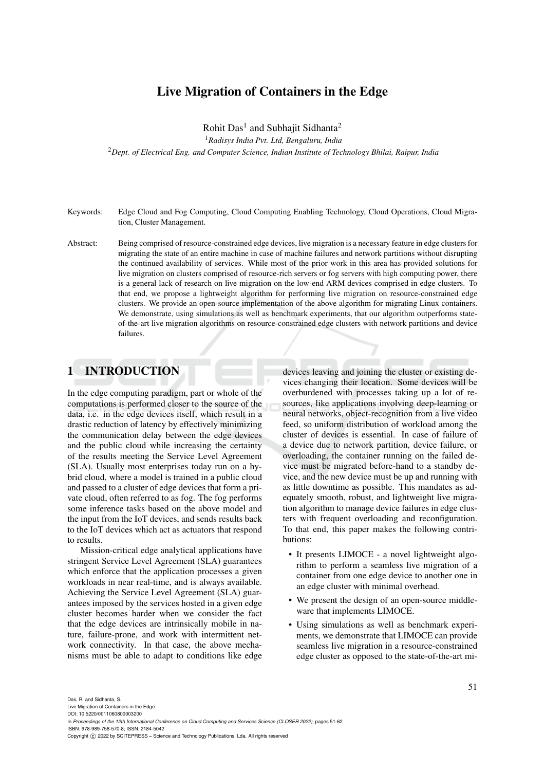# Live Migration of Containers in the Edge

Rohit Das[1] and Subhajit Sidhanta[2]

[1]*Radisys India Pvt. Ltd, Bengaluru, India*

[2]*Dept. of Electrical Eng. and Computer Science, Indian Institute of Technology Bhilai, Raipur, India*

Keywords: Edge Cloud and Fog Computing, Cloud Computing Enabling Technology, Cloud Operations, Cloud Migration, Cluster Management.

Abstract: Being comprised of resource-constrained edge devices, live migration is a necessary feature in edge clusters for migrating the state of an entire machine in case of machine failures and network partitions without disrupting the continued availability of services. While most of the prior work in this area has provided solutions for live migration on clusters comprised of resource-rich servers or fog servers with high computing power, there is a general lack of research on live migration on the low-end ARM devices comprised in edge clusters. To that end, we propose a lightweight algorithm for performing live migration on resource-constrained edge clusters. We provide an open-source implementation of the above algorithm for migrating Linux containers. We demonstrate, using simulations as well as benchmark experiments, that our algorithm outperforms state-of-the-art live migration algorithms on resource-constrained edge clusters with network partitions and device failures.

## 1 INTRODUCTION

In the edge computing paradigm, part or whole of the computations is performed closer to the source of the data, i.e. in the edge devices itself, which result in a drastic reduction of latency by effectively minimizing the communication delay between the edge devices and the public cloud while increasing the certainty of the results meeting the Service Level Agreement (SLA). Usually most enterprises today run on a hybrid cloud, where a model is trained in a public cloud and passed to a cluster of edge devices that form a private cloud, often referred to as fog. The fog performs some inference tasks based on the above model and the input from the IoT devices, and sends results back to the IoT devices which act as actuators that respond to results.

Mission-critical edge analytical applications have stringent Service Level Agreement (SLA) guarantees which enforce that the application processes a given workloads in near real-time, and is always available. Achieving the Service Level Agreement (SLA) guarantees imposed by the services hosted in a given edge cluster becomes harder when we consider the fact that the edge devices are intrinsically mobile in nature, failure-prone, and work with intermittent network connectivity. In that case, the above mechanisms must be able to adapt to conditions like edge devices leaving and joining the cluster or existing devices changing their location. Some devices will be overburdened with processes taking up a lot of resources, like applications involving deep-learning or neural networks, object-recognition from a live video feed, so uniform distribution of workload among the cluster of devices is essential. In case of failure of a device due to network partition, device failure, or overloading, the container running on the failed device must be migrated before-hand to a standby device, and the new device must be up and running with as little downtime as possible. This mandates as adequately smooth, robust, and lightweight live migration algorithm to manage device failures in edge clusters with frequent overloading and reconfiguration. To that end, this paper makes the following contributions:

- It presents LIMOCE - a novel lightweight algorithm to perform a seamless live migration of a container from one edge device to another one in an edge cluster with minimal overhead.
- We present the design of an open-source middleware that implements LIMOCE.
- Using simulations as well as benchmark experiments, we demonstrate that LIMOCE can provide seamless live migration in a resource-constrained edge cluster as opposed to the state-of-the-art mi-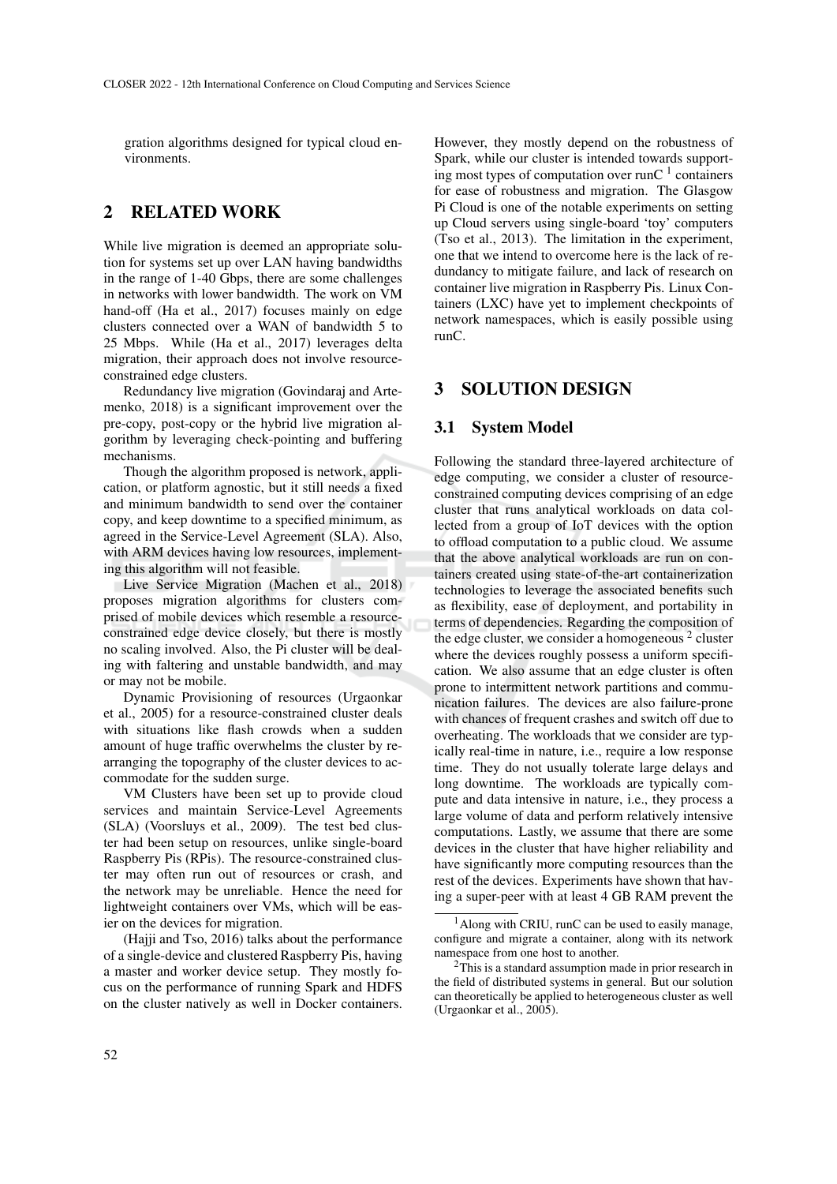gration algorithms designed for typical cloud environments.

## 2 RELATED WORK

While live migration is deemed an appropriate solution for systems set up over LAN having bandwidths in the range of 1-40 Gbps, there are some challenges in networks with lower bandwidth. The work on VM hand-off (Ha et al., 2017) focuses mainly on edge clusters connected over a WAN of bandwidth 5 to 25 Mbps. While (Ha et al., 2017) leverages delta migration, their approach does not involve resource-constrained edge clusters.

Redundancy live migration (Govindaraj and Artemenko, 2018) is a significant improvement over the pre-copy, post-copy or the hybrid live migration algorithm by leveraging check-pointing and buffering mechanisms.

Though the algorithm proposed is network, application, or platform agnostic, but it still needs a fixed and minimum bandwidth to send over the container copy, and keep downtime to a specified minimum, as agreed in the Service-Level Agreement (SLA). Also, with ARM devices having low resources, implementing this algorithm will not feasible.

Live Service Migration (Machen et al., 2018) proposes migration algorithms for clusters comprised of mobile devices which resemble a resource-constrained edge device closely, but there is mostly no scaling involved. Also, the Pi cluster will be dealing with faltering and unstable bandwidth, and may or may not be mobile.

Dynamic Provisioning of resources (Urgaonkar et al., 2005) for a resource-constrained cluster deals with situations like flash crowds when a sudden amount of huge traffic overwhelms the cluster by rearranging the topography of the cluster devices to accommodate for the sudden surge.

VM Clusters have been set up to provide cloud services and maintain Service-Level Agreements (SLA) (Voorsluys et al., 2009). The test bed cluster had been setup on resources, unlike single-board Raspberry Pis (RPis). The resource-constrained cluster may often run out of resources or crash, and the network may be unreliable. Hence the need for lightweight containers over VMs, which will be easier on the devices for migration.

(Hajji and Tso, 2016) talks about the performance of a single-device and clustered Raspberry Pis, having a master and worker device setup. They mostly focus on the performance of running Spark and HDFS on the cluster natively as well in Docker containers. However, they mostly depend on the robustness of Spark, while our cluster is intended towards supporting most types of computation over runC [1] containers for ease of robustness and migration. The Glasgow Pi Cloud is one of the notable experiments on setting up Cloud servers using single-board 'toy' computers (Tso et al., 2013). The limitation in the experiment, one that we intend to overcome here is the lack of redundancy to mitigate failure, and lack of research on container live migration in Raspberry Pis. Linux Containers (LXC) have yet to implement checkpoints of network namespaces, which is easily possible using runC.

## 3 SOLUTION DESIGN

### 3.1 System Model

Following the standard three-layered architecture of edge computing, we consider a cluster of resource-constrained computing devices comprising of an edge cluster that runs analytical workloads on data collected from a group of IoT devices with the option to offload computation to a public cloud. We assume that the above analytical workloads are run on containers created using state-of-the-art containerization technologies to leverage the associated benefits such as flexibility, ease of deployment, and portability in terms of dependencies. Regarding the composition of the edge cluster, we consider a homogeneous [2] cluster where the devices roughly possess a uniform specification. We also assume that an edge cluster is often prone to intermittent network partitions and communication failures. The devices are also failure-prone with chances of frequent crashes and switch off due to overheating. The workloads that we consider are typically real-time in nature, i.e., require a low response time. They do not usually tolerate large delays and long downtime. The workloads are typically compute and data intensive in nature, i.e., they process a large volume of data and perform relatively intensive computations. Lastly, we assume that there are some devices in the cluster that have higher reliability and have significantly more computing resources than the rest of the devices. Experiments have shown that having a super-peer with at least 4 GB RAM prevent the

[1] Along with CRIU, runC can be used to easily manage, configure and migrate a container, along with its network namespace from one host to another.

[2] This is a standard assumption made in prior research in the field of distributed systems in general. But our solution can theoretically be applied to heterogeneous cluster as well (Urgaonkar et al., 2005).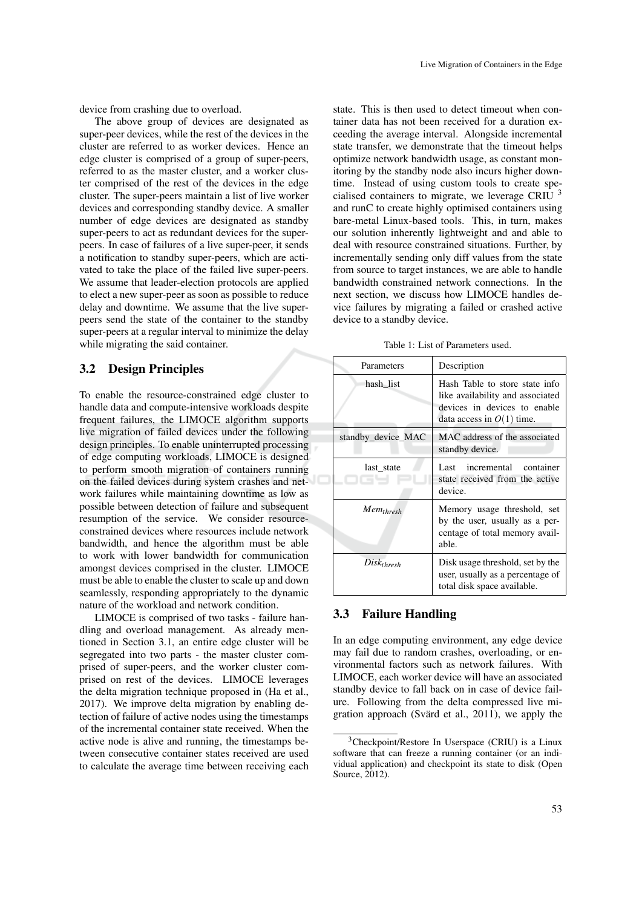device from crashing due to overload.

The above group of devices are designated as super-peer devices, while the rest of the devices in the cluster are referred to as worker devices. Hence an edge cluster is comprised of a group of super-peers, referred to as the master cluster, and a worker cluster comprised of the rest of the devices in the edge cluster. The super-peers maintain a list of live worker devices and corresponding standby device. A smaller number of edge devices are designated as standby super-peers to act as redundant devices for the super-peers. In case of failures of a live super-peer, it sends a notification to standby super-peers, which are activated to take the place of the failed live super-peers. We assume that leader-election protocols are applied to elect a new super-peer as soon as possible to reduce delay and downtime. We assume that the live super-peers send the state of the container to the standby super-peers at a regular interval to minimize the delay while migrating the said container.

### 3.2 Design Principles

To enable the resource-constrained edge cluster to handle data and compute-intensive workloads despite frequent failures, the LIMOCE algorithm supports live migration of failed devices under the following design principles. To enable uninterrupted processing of edge computing workloads, LIMOCE is designed to perform smooth migration of containers running on the failed devices during system crashes and network failures while maintaining downtime as low as possible between detection of failure and subsequent resumption of the service. We consider resource-constrained devices where resources include network bandwidth, and hence the algorithm must be able to work with lower bandwidth for communication amongst devices comprised in the cluster. LIMOCE must be able to enable the cluster to scale up and down seamlessly, responding appropriately to the dynamic nature of the workload and network condition.

LIMOCE is comprised of two tasks - failure handling and overload management. As already mentioned in Section 3.1, an entire edge cluster will be segregated into two parts - the master cluster comprised of super-peers, and the worker cluster comprised on rest of the devices. LIMOCE leverages the delta migration technique proposed in (Ha et al., 2017). We improve delta migration by enabling detection of failure of active nodes using the timestamps of the incremental container state received. When the active node is alive and running, the timestamps between consecutive container states received are used to calculate the average time between receiving each state. This is then used to detect timeout when container data has not been received for a duration exceeding the average interval. Alongside incremental state transfer, we demonstrate that the timeout helps optimize network bandwidth usage, as constant monitoring by the standby node also incurs higher downtime. Instead of using custom tools to create specialised containers to migrate, we leverage CRIU [3] and runC to create highly optimised containers using bare-metal Linux-based tools. This, in turn, makes our solution inherently lightweight and and able to deal with resource constrained situations. Further, by incrementally sending only diff values from the state from source to target instances, we are able to handle bandwidth constrained network connections. In the next section, we discuss how LIMOCE handles device failures by migrating a failed or crashed active device to a standby device.

Table 1: List of Parameters used.

| Parameters | Description |
|---|---|
| hash_list | Hash Table to store state info like availability and associated devices in devices to enable data access in $O(1)$ time. |
| standby_device_MAC | MAC address of the associated standby device. |
| last_state | Last incremental container state received from the active device. |
| $Mem_{thresh}$ | Memory usage threshold, set by the user, usually as a percentage of total memory available. |
| $Disk_{thresh}$ | Disk usage threshold, set by the user, usually as a percentage of total disk space available. |

### 3.3 Failure Handling

In an edge computing environment, any edge device may fail due to random crashes, overloading, or environmental factors such as network failures. With LIMOCE, each worker device will have an associated standby device to fall back on in case of device failure. Following from the delta compressed live migration approach (Svärd et al., 2011), we apply the

[3] Checkpoint/Restore In Userspace (CRIU) is a Linux software that can freeze a running container (or an individual application) and checkpoint its state to disk (Open Source, 2012).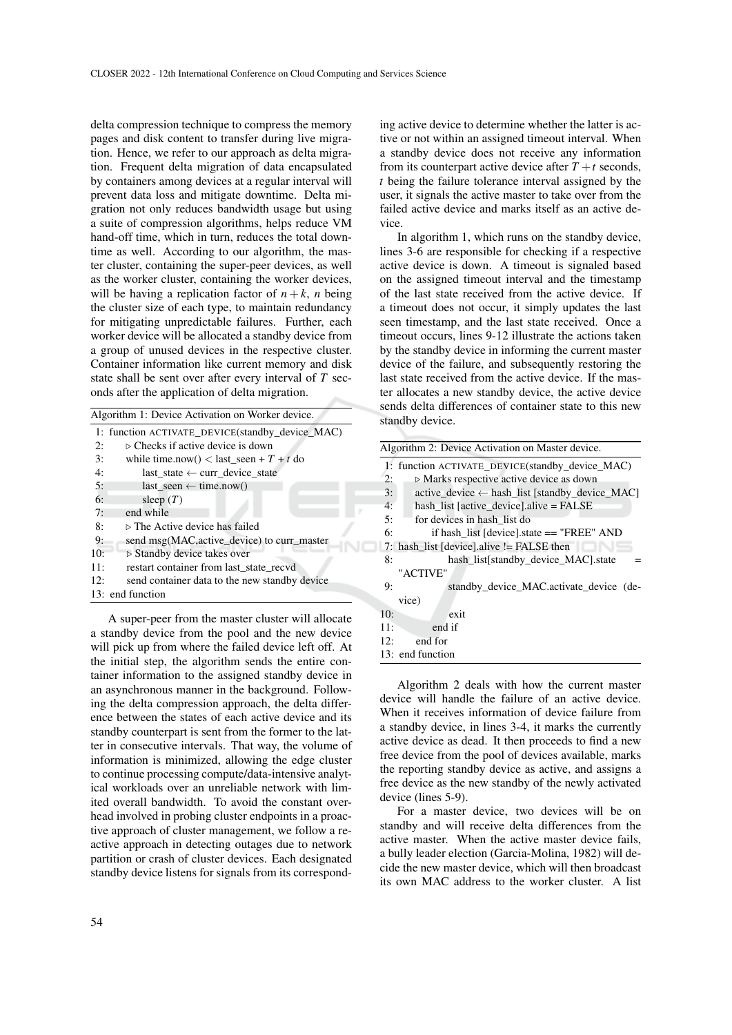delta compression technique to compress the memory pages and disk content to transfer during live migration. Hence, we refer to our approach as delta migration. Frequent delta migration of data encapsulated by containers among devices at a regular interval will prevent data loss and mitigate downtime. Delta migration not only reduces bandwidth usage but using a suite of compression algorithms, helps reduce VM hand-off time, which in turn, reduces the total downtime as well. According to our algorithm, the master cluster, containing the super-peer devices, as well as the worker cluster, containing the worker devices, will be having a replication factor of $n+k$, $n$ being the cluster size of each type, to maintain redundancy for mitigating unpredictable failures. Further, each worker device will be allocated a standby device from a group of unused devices in the respective cluster. Container information like current memory and disk state shall be sent over after every interval of $T$ seconds after the application of delta migration.

Algorithm 1: Device Activation on Worker device.

```
 1: function ACTIVATE_DEVICE(standby_device_MAC)
 2:     ▷ Checks if active device is down
 3:     while time.now() < last_seen + T + t do
 4:         last_state ← curr_device_state
 5:         last_seen ← time.now()
 6:         sleep (T)
 7:     end while
 8:     ▷ The Active device has failed
 9:     send msg(MAC,active_device) to curr_master
10:     ▷ Standby device takes over
11:     restart container from last_state_recvd
12:     send container data to the new standby device
13: end function
```

A super-peer from the master cluster will allocate a standby device from the pool and the new device will pick up from where the failed device left off. At the initial step, the algorithm sends the entire container information to the assigned standby device in an asynchronous manner in the background. Following the delta compression approach, the delta difference between the states of each active device and its standby counterpart is sent from the former to the latter in consecutive intervals. That way, the volume of information is minimized, allowing the edge cluster to continue processing compute/data-intensive analytical workloads over an unreliable network with limited overall bandwidth. To avoid the constant overhead involved in probing cluster endpoints in a proactive approach of cluster management, we follow a reactive approach in detecting outages due to network partition or crash of cluster devices. Each designated standby device listens for signals from its corresponding active device to determine whether the latter is active or not within an assigned timeout interval. When a standby device does not receive any information from its counterpart active device after $T+t$ seconds, $t$ being the failure tolerance interval assigned by the user, it signals the active master to take over from the failed active device and marks itself as an active device.

In algorithm 1, which runs on the standby device, lines 3-6 are responsible for checking if a respective active device is down. A timeout is signaled based on the assigned timeout interval and the timestamp of the last state received from the active device. If a timeout does not occur, it simply updates the last seen timestamp, and the last state received. Once a timeout occurs, lines 9-12 illustrate the actions taken by the standby device in informing the current master device of the failure, and subsequently restoring the last state received from the active device. If the master allocates a new standby device, the active device sends delta differences of container state to this new standby device.

Algorithm 2: Device Activation on Master device.

```
 1: function ACTIVATE_DEVICE(standby_device_MAC)
 2:     ▷ Marks respective active device as down
 3:     active_device ← hash_list [standby_device_MAC]
 4:     hash_list [active_device].alive = FALSE
 5:     for devices in hash_list do
 6:         if hash_list [device].state == "FREE" AND
 7: hash_list [device].alive != FALSE then
 8:             hash_list[standby_device_MAC].state =
    "ACTIVE"
 9:             standby_device_MAC.activate_device (device)
10:             exit
11:         end if
12:     end for
13: end function
```

Algorithm 2 deals with how the current master device will handle the failure of an active device. When it receives information of device failure from a standby device, in lines 3-4, it marks the currently active device as dead. It then proceeds to find a new free device from the pool of devices available, marks the reporting standby device as active, and assigns a free device as the new standby of the newly activated device (lines 5-9).

For a master device, two devices will be on standby and will receive delta differences from the active master. When the active master device fails, a bully leader election (Garcia-Molina, 1982) will decide the new master device, which will then broadcast its own MAC address to the worker cluster. A list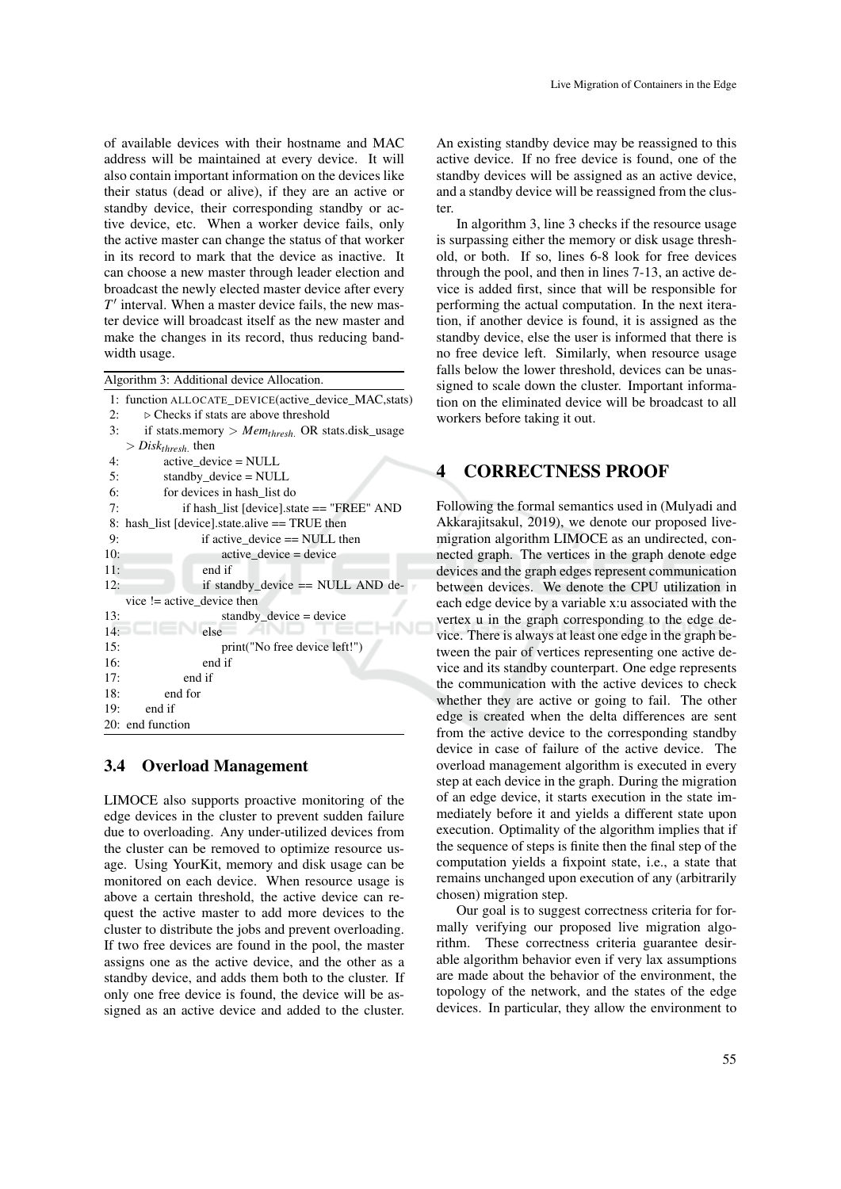of available devices with their hostname and MAC address will be maintained at every device. It will also contain important information on the devices like their status (dead or alive), if they are an active or standby device, their corresponding standby or active device, etc. When a worker device fails, only the active master can change the status of that worker in its record to mark that the device as inactive. It can choose a new master through leader election and broadcast the newly elected master device after every $T'$ interval. When a master device fails, the new master device will broadcast itself as the new master and make the changes in its record, thus reducing bandwidth usage.

Algorithm 3: Additional device Allocation.

```
1:  function ALLOCATE_DEVICE(active_device_MAC,stats)
2:      ▷ Checks if stats are above threshold
3:      if stats.memory > Mem_thresh. OR stats.disk_usage
        > Disk_thresh. then
4:          active_device = NULL
5:          standby_device = NULL
6:          for devices in hash_list do
7:              if hash_list [device].state == "FREE" AND
8:  hash_list [device].state.alive == TRUE then
9:                  if active_device == NULL then
10:                     active_device = device
11:                 end if
12:                 if standby_device == NULL AND device != active_device then
13:                     standby_device = device
14:                 else
15:                     print("No free device left!")
16:                 end if
17:             end if
18:         end for
19:     end if
20: end function
```

### 3.4 Overload Management

LIMOCE also supports proactive monitoring of the edge devices in the cluster to prevent sudden failure due to overloading. Any under-utilized devices from the cluster can be removed to optimize resource usage. Using YourKit, memory and disk usage can be monitored on each device. When resource usage is above a certain threshold, the active device can request the active master to add more devices to the cluster to distribute the jobs and prevent overloading. If two free devices are found in the pool, the master assigns one as the active device, and the other as a standby device, and adds them both to the cluster. If only one free device is found, the device will be assigned as an active device and added to the cluster. An existing standby device may be reassigned to this active device. If no free device is found, one of the standby devices will be assigned as an active device, and a standby device will be reassigned from the cluster.

In algorithm 3, line 3 checks if the resource usage is surpassing either the memory or disk usage threshold, or both. If so, lines 6-8 look for free devices through the pool, and then in lines 7-13, an active device is added first, since that will be responsible for performing the actual computation. In the next iteration, if another device is found, it is assigned as the standby device, else the user is informed that there is no free device left. Similarly, when resource usage falls below the lower threshold, devices can be unassigned to scale down the cluster. Important information on the eliminated device will be broadcast to all workers before taking it out.

## 4 CORRECTNESS PROOF

Following the formal semantics used in (Mulyadi and Akkarajitsakul, 2019), we denote our proposed live-migration algorithm LIMOCE as an undirected, connected graph. The vertices in the graph denote edge devices and the graph edges represent communication between devices. We denote the CPU utilization in each edge device by a variable x:u associated with the vertex u in the graph corresponding to the edge device. There is always at least one edge in the graph between the pair of vertices representing one active device and its standby counterpart. One edge represents the communication with the active devices to check whether they are active or going to fail. The other edge is created when the delta differences are sent from the active device to the corresponding standby device in case of failure of the active device. The overload management algorithm is executed in every step at each device in the graph. During the migration of an edge device, it starts execution in the state immediately before it and yields a different state upon execution. Optimality of the algorithm implies that if the sequence of steps is finite then the final step of the computation yields a fixpoint state, i.e., a state that remains unchanged upon execution of any (arbitrarily chosen) migration step.

Our goal is to suggest correctness criteria for formally verifying our proposed live migration algorithm. These correctness criteria guarantee desirable algorithm behavior even if very lax assumptions are made about the behavior of the environment, the topology of the network, and the states of the edge devices. In particular, they allow the environment to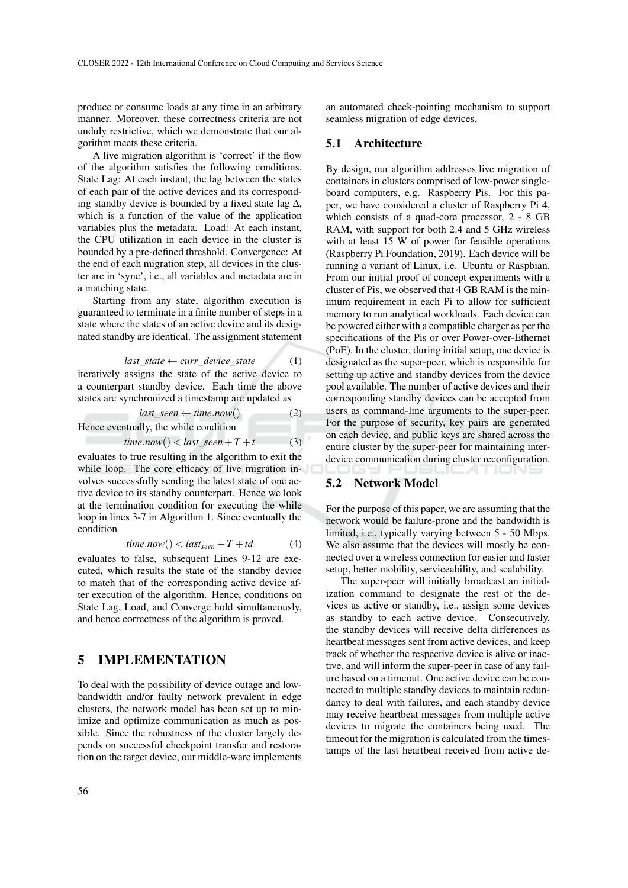produce or consume loads at any time in an arbitrary manner. Moreover, these correctness criteria are not unduly restrictive, which we demonstrate that our algorithm meets these criteria.

A live migration algorithm is 'correct' if the flow of the algorithm satisfies the following conditions. State Lag: At each instant, the lag between the states of each pair of the active devices and its corresponding standby device is bounded by a fixed state lag $\Delta$, which is a function of the value of the application variables plus the metadata. Load: At each instant, the CPU utilization in each device in the cluster is bounded by a pre-defined threshold. Convergence: At the end of each migration step, all devices in the cluster are in 'sync', i.e., all variables and metadata are in a matching state.

Starting from any state, algorithm execution is guaranteed to terminate in a finite number of steps in a state where the states of an active device and its designated standby are identical. The assignment statement

$$last\_state \leftarrow curr\_device\_state \tag{1}$$

iteratively assigns the state of the active device to a counterpart standby device. Each time the above states are synchronized a timestamp are updated as

$$last\_seen \leftarrow time.now() \tag{2}$$

Hence eventually, the while condition

$$time.now() < last\_seen + T + t \tag{3}$$

evaluates to true resulting in the algorithm to exit the while loop. The core efficacy of live migration involves successfully sending the latest state of one active device to its standby counterpart. Hence we look at the termination condition for executing the while loop in lines 3-7 in Algorithm 1. Since eventually the condition

$$time.now() < last_{seen} + T + td \tag{4}$$

evaluates to false, subsequent Lines 9-12 are executed, which results the state of the standby device to match that of the corresponding active device after execution of the algorithm. Hence, conditions on State Lag, Load, and Converge hold simultaneously, and hence correctness of the algorithm is proved.

# 5 IMPLEMENTATION

To deal with the possibility of device outage and low-bandwidth and/or faulty network prevalent in edge clusters, the network model has been set up to minimize and optimize communication as much as possible. Since the robustness of the cluster largely depends on successful checkpoint transfer and restoration on the target device, our middle-ware implements an automated check-pointing mechanism to support seamless migration of edge devices.

## 5.1 Architecture

By design, our algorithm addresses live migration of containers in clusters comprised of low-power single-board computers, e.g. Raspberry Pis. For this paper, we have considered a cluster of Raspberry Pi 4, which consists of a quad-core processor, 2 - 8 GB RAM, with support for both 2.4 and 5 GHz wireless with at least 15 W of power for feasible operations (Raspberry Pi Foundation, 2019). Each device will be running a variant of Linux, i.e. Ubuntu or Raspbian. From our initial proof of concept experiments with a cluster of Pis, we observed that 4 GB RAM is the minimum requirement in each Pi to allow for sufficient memory to run analytical workloads. Each device can be powered either with a compatible charger as per the specifications of the Pis or over Power-over-Ethernet (PoE). In the cluster, during initial setup, one device is designated as the super-peer, which is responsible for setting up active and standby devices from the device pool available. The number of active devices and their corresponding standby devices can be accepted from users as command-line arguments to the super-peer. For the purpose of security, key pairs are generated on each device, and public keys are shared across the entire cluster by the super-peer for maintaining inter-device communication during cluster reconfiguration.

## 5.2 Network Model

For the purpose of this paper, we are assuming that the network would be failure-prone and the bandwidth is limited, i.e., typically varying between 5 - 50 Mbps. We also assume that the devices will mostly be connected over a wireless connection for easier and faster setup, better mobility, serviceability, and scalability.

The super-peer will initially broadcast an initialization command to designate the rest of the devices as active or standby, i.e., assign some devices as standby to each active device. Consecutively, the standby devices will receive delta differences as heartbeat messages sent from active devices, and keep track of whether the respective device is alive or inactive, and will inform the super-peer in case of any failure based on a timeout. One active device can be connected to multiple standby devices to maintain redundancy to deal with failures, and each standby device may receive heartbeat messages from multiple active devices to migrate the containers being used. The timeout for the migration is calculated from the timestamps of the last heartbeat received from active de-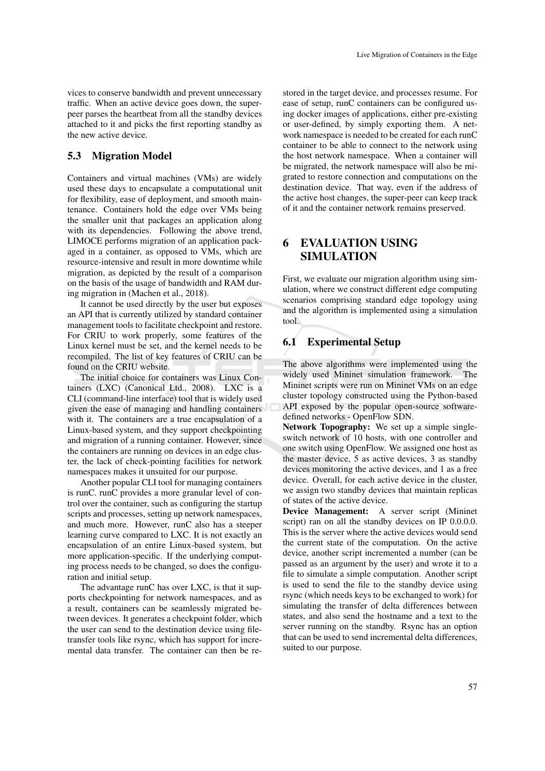vices to conserve bandwidth and prevent unnecessary traffic. When an active device goes down, the super-peer parses the heartbeat from all the standby devices attached to it and picks the first reporting standby as the new active device.

## 5.3 Migration Model

Containers and virtual machines (VMs) are widely used these days to encapsulate a computational unit for flexibility, ease of deployment, and smooth maintenance. Containers hold the edge over VMs being the smaller unit that packages an application along with its dependencies. Following the above trend, LIMOCE performs migration of an application packaged in a container, as opposed to VMs, which are resource-intensive and result in more downtime while migration, as depicted by the result of a comparison on the basis of the usage of bandwidth and RAM during migration in (Machen et al., 2018).

It cannot be used directly by the user but exposes an API that is currently utilized by standard container management tools to facilitate checkpoint and restore. For CRIU to work properly, some features of the Linux kernel must be set, and the kernel needs to be recompiled. The list of key features of CRIU can be found on the CRIU website.

The initial choice for containers was Linux Containers (LXC) (Canonical Ltd., 2008). LXC is a CLI (command-line interface) tool that is widely used given the ease of managing and handling containers with it. The containers are a true encapsulation of a Linux-based system, and they support checkpointing and migration of a running container. However, since the containers are running on devices in an edge cluster, the lack of check-pointing facilities for network namespaces makes it unsuited for our purpose.

Another popular CLI tool for managing containers is runC. runC provides a more granular level of control over the container, such as configuring the startup scripts and processes, setting up network namespaces, and much more. However, runC also has a steeper learning curve compared to LXC. It is not exactly an encapsulation of an entire Linux-based system, but more application-specific. If the underlying computing process needs to be changed, so does the configuration and initial setup.

The advantage runC has over LXC, is that it supports checkpointing for network namespaces, and as a result, containers can be seamlessly migrated between devices. It generates a checkpoint folder, which the user can send to the destination device using file-transfer tools like rsync, which has support for incremental data transfer. The container can then be restored in the target device, and processes resume. For ease of setup, runC containers can be configured using docker images of applications, either pre-existing or user-defined, by simply exporting them. A network namespace is needed to be created for each runC container to be able to connect to the network using the host network namespace. When a container will be migrated, the network namespace will also be migrated to restore connection and computations on the destination device. That way, even if the address of the active host changes, the super-peer can keep track of it and the container network remains preserved.

# 6 EVALUATION USING SIMULATION

First, we evaluate our migration algorithm using simulation, where we construct different edge computing scenarios comprising standard edge topology using and the algorithm is implemented using a simulation tool.

## 6.1 Experimental Setup

The above algorithms were implemented using the widely used Mininet simulation framework. The Mininet scripts were run on Mininet VMs on an edge cluster topology constructed using the Python-based API exposed by the popular open-source software-defined networks - OpenFlow SDN.

**Network Topography:** We set up a simple single-switch network of 10 hosts, with one controller and one switch using OpenFlow. We assigned one host as the master device, 5 as active devices, 3 as standby devices monitoring the active devices, and 1 as a free device. Overall, for each active device in the cluster, we assign two standby devices that maintain replicas of states of the active device.

**Device Management:** A server script (Mininet script) ran on all the standby devices on IP 0.0.0.0. This is the server where the active devices would send the current state of the computation. On the active device, another script incremented a number (can be passed as an argument by the user) and wrote it to a file to simulate a simple computation. Another script is used to send the file to the standby device using rsync (which needs keys to be exchanged to work) for simulating the transfer of delta differences between states, and also send the hostname and a text to the server running on the standby. Rsync has an option that can be used to send incremental delta differences, suited to our purpose.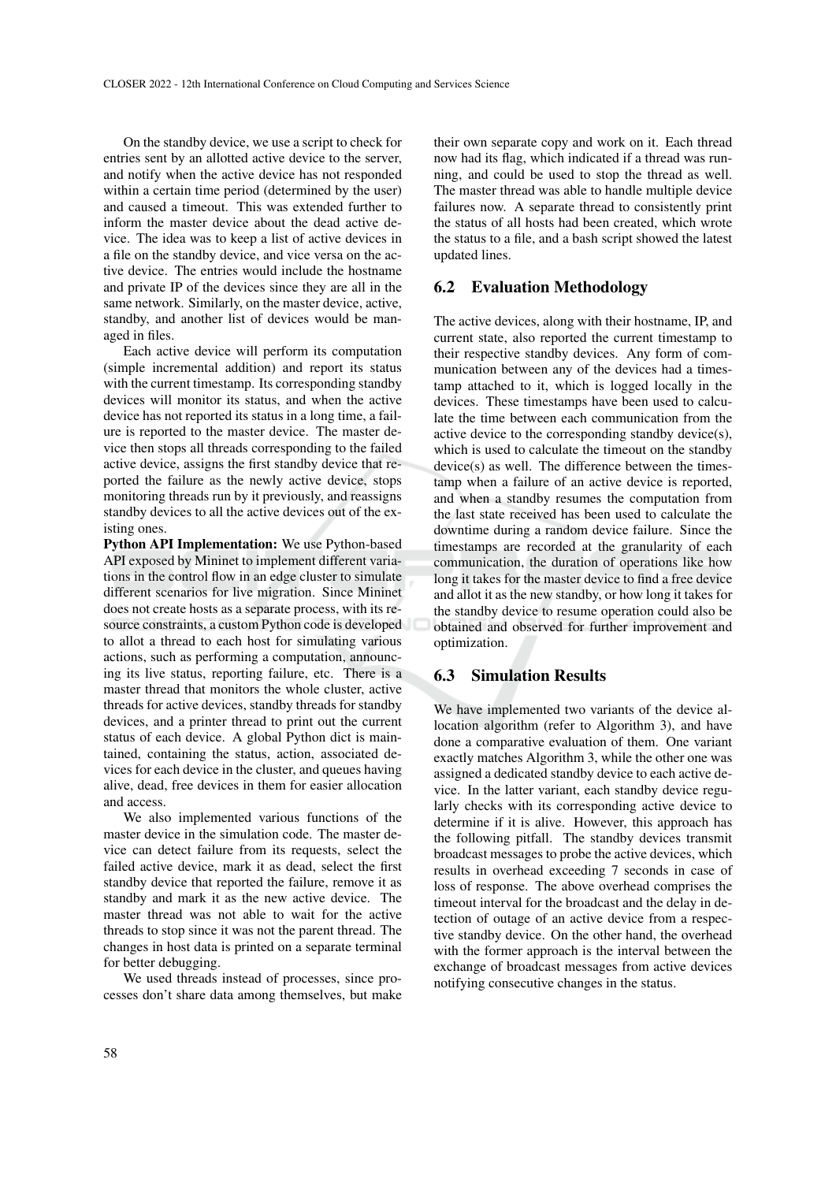On the standby device, we use a script to check for entries sent by an allotted active device to the server, and notify when the active device has not responded within a certain time period (determined by the user) and caused a timeout. This was extended further to inform the master device about the dead active device. The idea was to keep a list of active devices in a file on the standby device, and vice versa on the active device. The entries would include the hostname and private IP of the devices since they are all in the same network. Similarly, on the master device, active, standby, and another list of devices would be managed in files.

Each active device will perform its computation (simple incremental addition) and report its status with the current timestamp. Its corresponding standby devices will monitor its status, and when the active device has not reported its status in a long time, a failure is reported to the master device. The master device then stops all threads corresponding to the failed active device, assigns the first standby device that reported the failure as the newly active device, stops monitoring threads run by it previously, and reassigns standby devices to all the active devices out of the existing ones.

**Python API Implementation:** We use Python-based API exposed by Mininet to implement different variations in the control flow in an edge cluster to simulate different scenarios for live migration. Since Mininet does not create hosts as a separate process, with its resource constraints, a custom Python code is developed to allot a thread to each host for simulating various actions, such as performing a computation, announcing its live status, reporting failure, etc. There is a master thread that monitors the whole cluster, active threads for active devices, standby threads for standby devices, and a printer thread to print out the current status of each device. A global Python dict is maintained, containing the status, action, associated devices for each device in the cluster, and queues having alive, dead, free devices in them for easier allocation and access.

We also implemented various functions of the master device in the simulation code. The master device can detect failure from its requests, select the failed active device, mark it as dead, select the first standby device that reported the failure, remove it as standby and mark it as the new active device. The master thread was not able to wait for the active threads to stop since it was not the parent thread. The changes in host data is printed on a separate terminal for better debugging.

We used threads instead of processes, since processes don't share data among themselves, but make their own separate copy and work on it. Each thread now had its flag, which indicated if a thread was running, and could be used to stop the thread as well. The master thread was able to handle multiple device failures now. A separate thread to consistently print the status of all hosts had been created, which wrote the status to a file, and a bash script showed the latest updated lines.

## 6.2 Evaluation Methodology

The active devices, along with their hostname, IP, and current state, also reported the current timestamp to their respective standby devices. Any form of communication between any of the devices had a timestamp attached to it, which is logged locally in the devices. These timestamps have been used to calculate the time between each communication from the active device to the corresponding standby device(s), which is used to calculate the timeout on the standby device(s) as well. The difference between the timestamp when a failure of an active device is reported, and when a standby resumes the computation from the last state received has been used to calculate the downtime during a random device failure. Since the timestamps are recorded at the granularity of each communication, the duration of operations like how long it takes for the master device to find a free device and allot it as the new standby, or how long it takes for the standby device to resume operation could also be obtained and observed for further improvement and optimization.

## 6.3 Simulation Results

We have implemented two variants of the device allocation algorithm (refer to Algorithm 3), and have done a comparative evaluation of them. One variant exactly matches Algorithm 3, while the other one was assigned a dedicated standby device to each active device. In the latter variant, each standby device regularly checks with its corresponding active device to determine if it is alive. However, this approach has the following pitfall. The standby devices transmit broadcast messages to probe the active devices, which results in overhead exceeding 7 seconds in case of loss of response. The above overhead comprises the timeout interval for the broadcast and the delay in detection of outage of an active device from a respective standby device. On the other hand, the overhead with the former approach is the interval between the exchange of broadcast messages from active devices notifying consecutive changes in the status.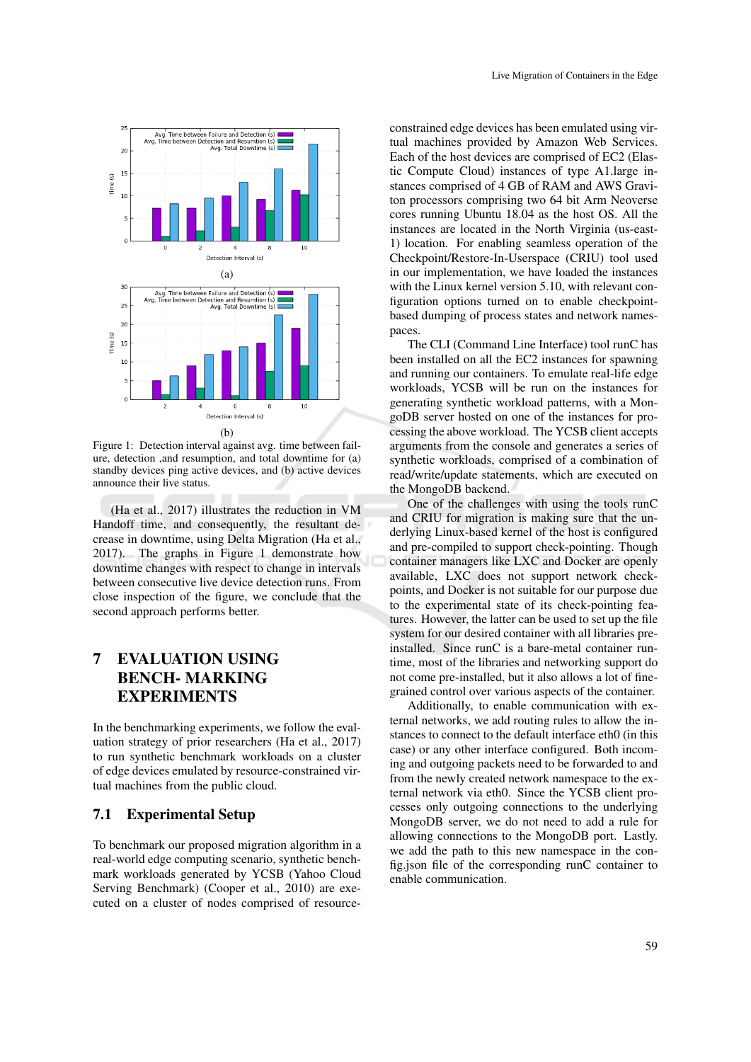(a)

(b)

Figure 1: Detection interval against avg. time between failure, detection ,and resumption, and total downtime for (a) standby devices ping active devices, and (b) active devices announce their live status.

(Ha et al., 2017) illustrates the reduction in VM Handoff time, and consequently, the resultant decrease in downtime, using Delta Migration (Ha et al., 2017). The graphs in Figure 1 demonstrate how downtime changes with respect to change in intervals between consecutive live device detection runs. From close inspection of the figure, we conclude that the second approach performs better.

# 7 EVALUATION USING BENCH- MARKING EXPERIMENTS

In the benchmarking experiments, we follow the evaluation strategy of prior researchers (Ha et al., 2017) to run synthetic benchmark workloads on a cluster of edge devices emulated by resource-constrained virtual machines from the public cloud.

## 7.1 Experimental Setup

To benchmark our proposed migration algorithm in a real-world edge computing scenario, synthetic benchmark workloads generated by YCSB (Yahoo Cloud Serving Benchmark) (Cooper et al., 2010) are executed on a cluster of nodes comprised of resource-constrained edge devices has been emulated using virtual machines provided by Amazon Web Services. Each of the host devices are comprised of EC2 (Elastic Compute Cloud) instances of type A1.large instances comprised of 4 GB of RAM and AWS Graviton processors comprising two 64 bit Arm Neoverse cores running Ubuntu 18.04 as the host OS. All the instances are located in the North Virginia (us-east-1) location. For enabling seamless operation of the Checkpoint/Restore-In-Userspace (CRIU) tool used in our implementation, we have loaded the instances with the Linux kernel version 5.10, with relevant configuration options turned on to enable checkpoint-based dumping of process states and network namespaces.

The CLI (Command Line Interface) tool runC has been installed on all the EC2 instances for spawning and running our containers. To emulate real-life edge workloads, YCSB will be run on the instances for generating synthetic workload patterns, with a MongoDB server hosted on one of the instances for processing the above workload. The YCSB client accepts arguments from the console and generates a series of synthetic workloads, comprised of a combination of read/write/update statements, which are executed on the MongoDB backend.

One of the challenges with using the tools runC and CRIU for migration is making sure that the underlying Linux-based kernel of the host is configured and pre-compiled to support check-pointing. Though container managers like LXC and Docker are openly available, LXC does not support network checkpoints, and Docker is not suitable for our purpose due to the experimental state of its check-pointing features. However, the latter can be used to set up the file system for our desired container with all libraries pre-installed. Since runC is a bare-metal container runtime, most of the libraries and networking support do not come pre-installed, but it also allows a lot of fine-grained control over various aspects of the container.

Additionally, to enable communication with external networks, we add routing rules to allow the instances to connect to the default interface eth0 (in this case) or any other interface configured. Both incoming and outgoing packets need to be forwarded to and from the newly created network namespace to the external network via eth0. Since the YCSB client processes only outgoing connections to the underlying MongoDB server, we do not need to add a rule for allowing connections to the MongoDB port. Lastly, we add the path to this new namespace in the config.json file of the corresponding runC container to enable communication.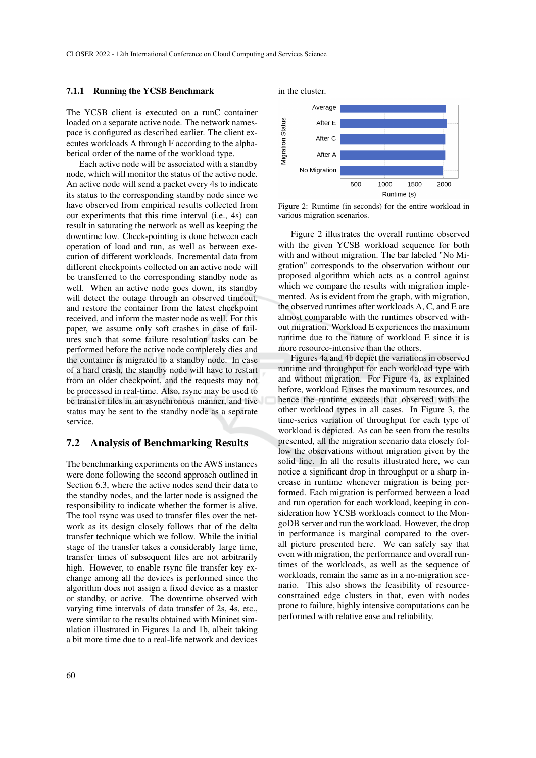### 7.1.1 Running the YCSB Benchmark

The YCSB client is executed on a runC container loaded on a separate active node. The namespace is configured as described earlier. The client executes workloads A through F according to the alphabetical order of the name of the workload type.

Each active node will be associated with a standby node, which will monitor the status of the active node. An active node will send a packet every 4s to indicate its status to the corresponding standby node since we have observed from empirical results collected from our experiments that this time interval (i.e., 4s) can result in saturating the network as well as keeping the downtime low. Check-pointing is done between each operation of load and run, as well as between execution of different workloads. Incremental data from different checkpoints collected on an active node will be transferred to the corresponding standby node as well. When an active node goes down, its standby will detect the outage through an observed timeout, and restore the container from the latest checkpoint received, and inform the master node as well. For this paper, we assume only soft crashes in case of failures such that some failure resolution tasks can be performed before the active node completely dies and the container is migrated to a standby node. In case of a hard crash, the standby node will have to restart from an older checkpoint, and the requests may not be processed in real-time. Also, rsync may be used to be transfer files in an asynchronous manner, and live status may be sent to the standby node as a separate service.

## 7.2 Analysis of Benchmarking Results

The benchmarking experiments on the AWS instances were done following the second approach outlined in Section 6.3, where the active nodes send their data to the standby nodes, and the latter node is assigned the responsibility to indicate whether the former is alive. The tool rsync was used to transfer files over the network as its design closely follows that of the delta transfer technique which we follow. While the initial stage of the transfer takes a considerably large time, transfer times of subsequent files are not arbitrarily high. However, to enable rsync file transfer key exchange among all the devices is performed since the algorithm does not assign a fixed device as a master or standby, or active. The downtime observed with varying time intervals of data transfer of 2s, 4s, etc., were similar to the results obtained with Mininet simulation illustrated in Figures 1a and 1b, albeit taking a bit more time due to a real-life network and devices in the cluster.

Figure 2: Runtime (in seconds) for the entire workload in various migration scenarios.

Figure 2 illustrates the overall runtime observed with the given YCSB workload sequence for both with and without migration. The bar labeled "No Migration" corresponds to the observation without our proposed algorithm which acts as a control against which we compare the results with migration implemented. As is evident from the graph, with migration, the observed runtimes after workloads A, C, and E are almost comparable with the runtimes observed without migration. Workload E experiences the maximum runtime due to the nature of workload E since it is more resource-intensive than the others.

Figures 4a and 4b depict the variations in observed runtime and throughput for each workload type with and without migration. For Figure 4a, as explained before, workload E uses the maximum resources, and hence the runtime exceeds that observed with the other workload types in all cases. In Figure 3, the time-series variation of throughput for each type of workload is depicted. As can be seen from the results presented, all the migration scenario data closely follow the observations without migration given by the solid line. In all the results illustrated here, we can notice a significant drop in throughput or a sharp increase in runtime whenever migration is being performed. Each migration is performed between a load and run operation for each workload, keeping in consideration how YCSB workloads connect to the MongoDB server and run the workload. However, the drop in performance is marginal compared to the overall picture presented here. We can safely say that even with migration, the performance and overall runtimes of the workloads, as well as the sequence of workloads, remain the same as in a no-migration scenario. This also shows the feasibility of resource-constrained edge clusters in that, even with nodes prone to failure, highly intensive computations can be performed with relative ease and reliability.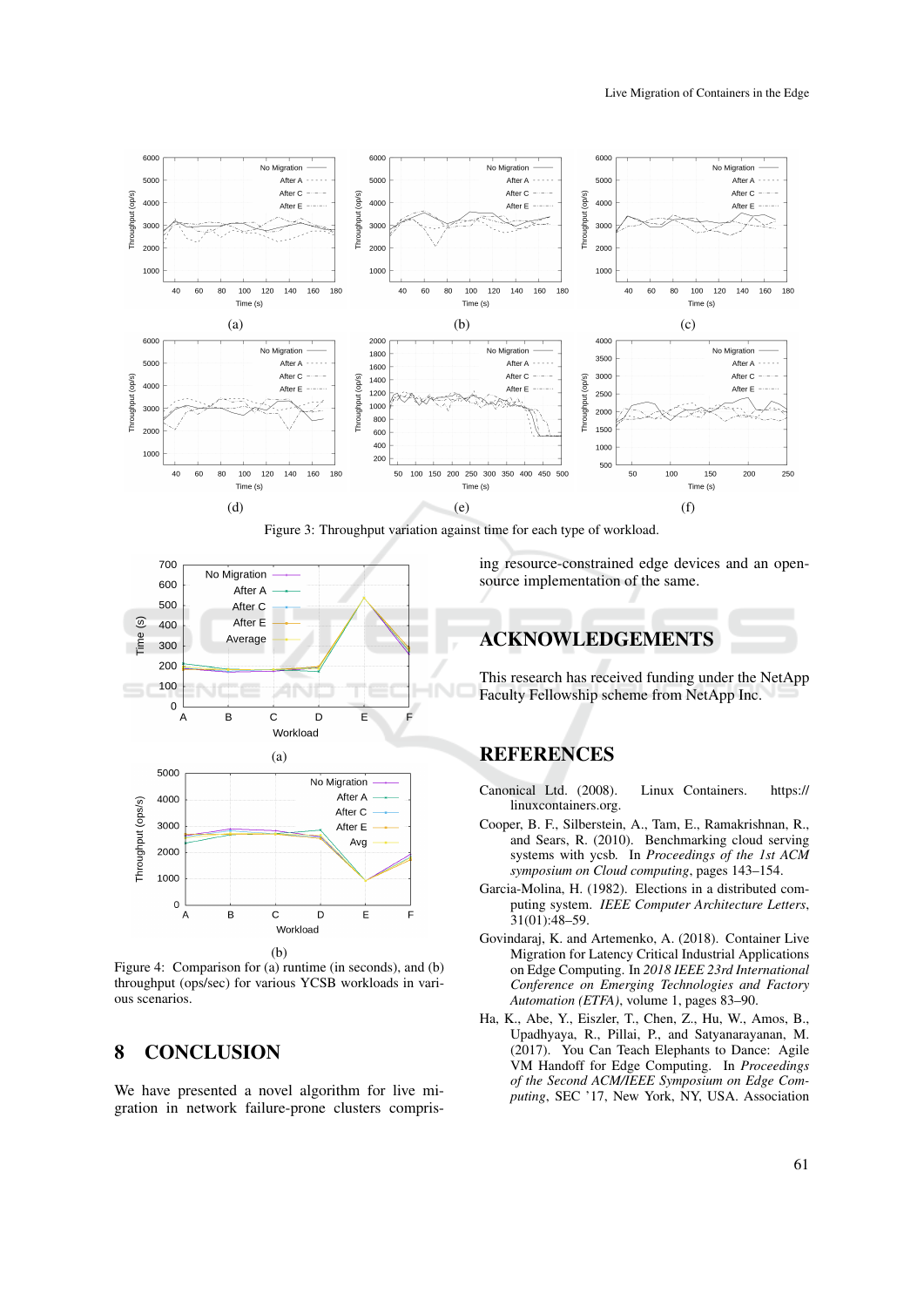Figure 3: Throughput variation against time for each type of workload.

Figure 4: Comparison for (a) runtime (in seconds), and (b) throughput (ops/sec) for various YCSB workloads in various scenarios.

## 8 CONCLUSION

We have presented a novel algorithm for live migration in network failure-prone clusters comprising resource-constrained edge devices and an open-source implementation of the same.

## ACKNOWLEDGEMENTS

This research has received funding under the NetApp Faculty Fellowship scheme from NetApp Inc.

## REFERENCES

Canonical Ltd. (2008). Linux Containers. https://linuxcontainers.org.

Cooper, B. F., Silberstein, A., Tam, E., Ramakrishnan, R., and Sears, R. (2010). Benchmarking cloud serving systems with ycsb. In *Proceedings of the 1st ACM symposium on Cloud computing*, pages 143–154.

Garcia-Molina, H. (1982). Elections in a distributed computing system. *IEEE Computer Architecture Letters*, 31(01):48–59.

Govindaraj, K. and Artemenko, A. (2018). Container Live Migration for Latency Critical Industrial Applications on Edge Computing. In *2018 IEEE 23rd International Conference on Emerging Technologies and Factory Automation (ETFA)*, volume 1, pages 83–90.

Ha, K., Abe, Y., Eiszler, T., Chen, Z., Hu, W., Amos, B., Upadhyaya, R., Pillai, P., and Satyanarayanan, M. (2017). You Can Teach Elephants to Dance: Agile VM Handoff for Edge Computing. In *Proceedings of the Second ACM/IEEE Symposium on Edge Computing*, SEC '17, New York, NY, USA. Association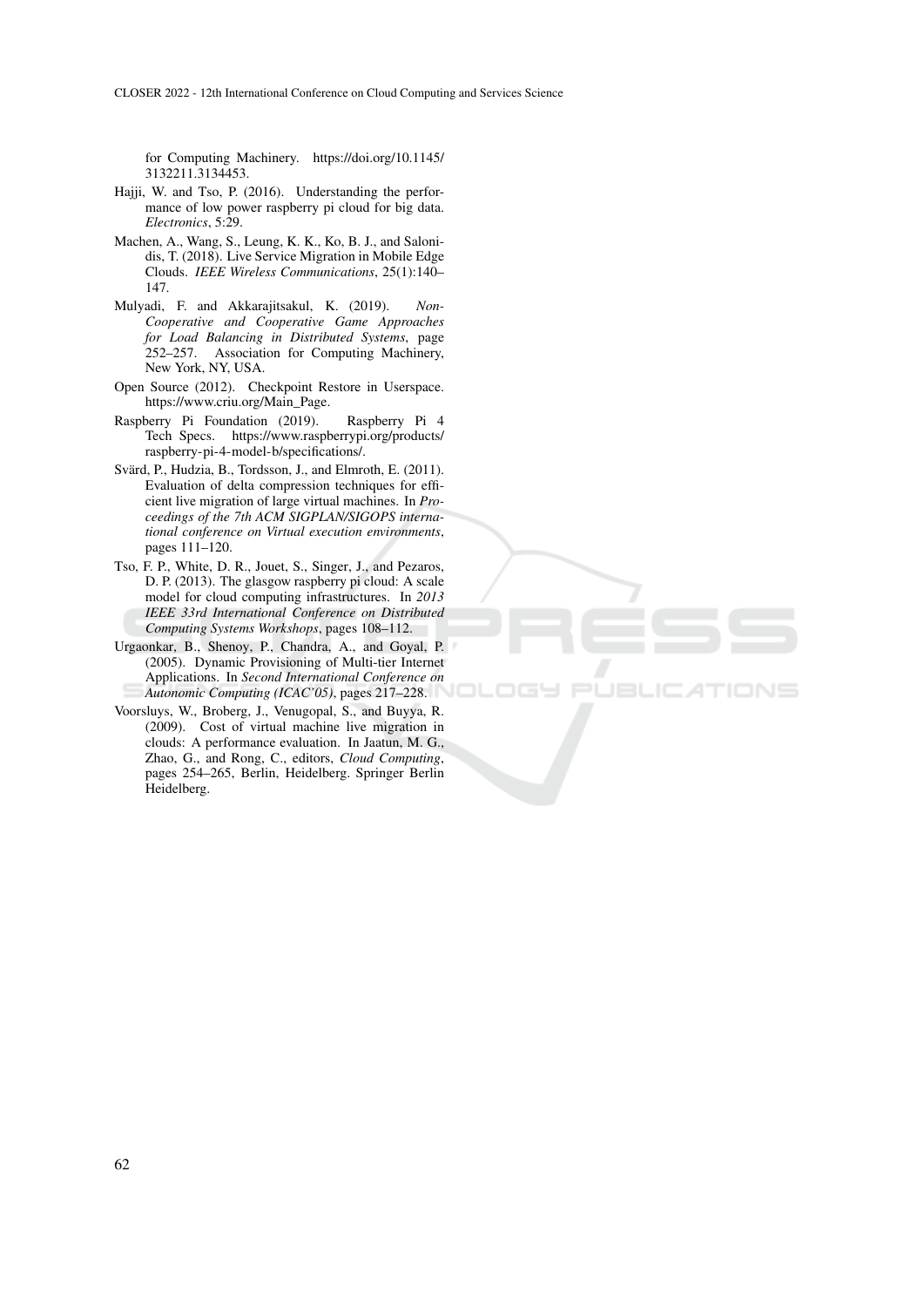for Computing Machinery. https://doi.org/10.1145/3132211.3134453.

Hajji, W. and Tso, P. (2016). Understanding the performance of low power raspberry pi cloud for big data. *Electronics*, 5:29.

Machen, A., Wang, S., Leung, K. K., Ko, B. J., and Salonidis, T. (2018). Live Service Migration in Mobile Edge Clouds. *IEEE Wireless Communications*, 25(1):140–147.

Mulyadi, F. and Akkarajitsakul, K. (2019). *Non-Cooperative and Cooperative Game Approaches for Load Balancing in Distributed Systems*, page 252–257. Association for Computing Machinery, New York, NY, USA.

Open Source (2012). Checkpoint Restore in Userspace. https://www.criu.org/Main_Page.

Raspberry Pi Foundation (2019). Raspberry Pi 4 Tech Specs. https://www.raspberrypi.org/products/raspberry-pi-4-model-b/specifications/.

Svärd, P., Hudzia, B., Tordsson, J., and Elmroth, E. (2011). Evaluation of delta compression techniques for efficient live migration of large virtual machines. In *Proceedings of the 7th ACM SIGPLAN/SIGOPS international conference on Virtual execution environments*, pages 111–120.

Tso, F. P., White, D. R., Jouet, S., Singer, J., and Pezaros, D. P. (2013). The glasgow raspberry pi cloud: A scale model for cloud computing infrastructures. In *2013 IEEE 33rd International Conference on Distributed Computing Systems Workshops*, pages 108–112.

Urgaonkar, B., Shenoy, P., Chandra, A., and Goyal, P. (2005). Dynamic Provisioning of Multi-tier Internet Applications. In *Second International Conference on Autonomic Computing (ICAC'05)*, pages 217–228.

Voorsluys, W., Broberg, J., Venugopal, S., and Buyya, R. (2009). Cost of virtual machine live migration in clouds: A performance evaluation. In Jaatun, M. G., Zhao, G., and Rong, C., editors, *Cloud Computing*, pages 254–265, Berlin, Heidelberg. Springer Berlin Heidelberg.